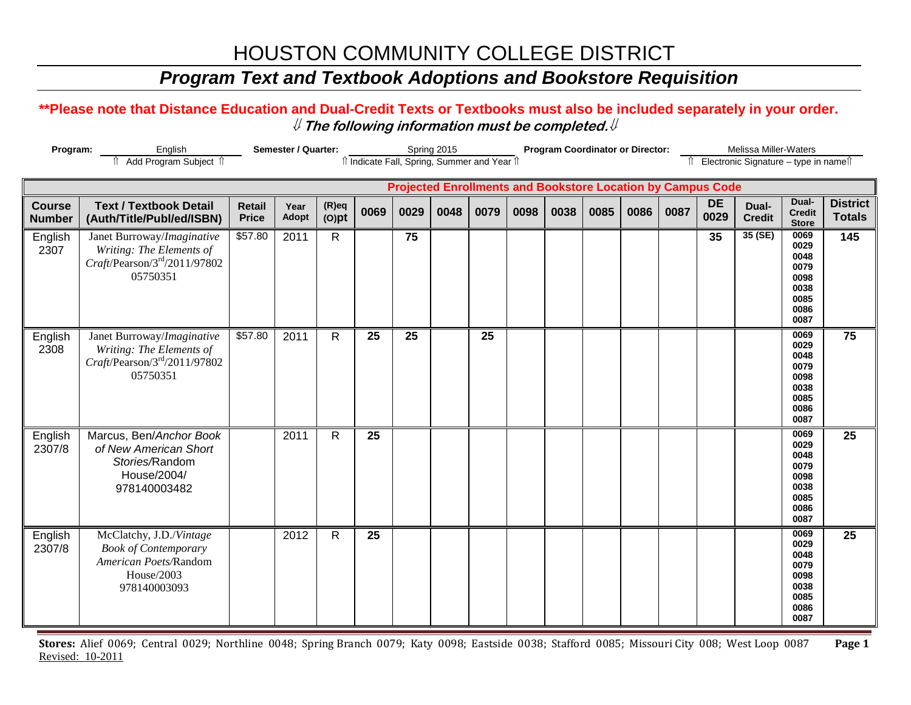# HOUSTON COMMUNITY COLLEGE DISTRICT

## *Program Text and Textbook Adoptions and Bookstore Requisition*

**\*\*Please note that Distance Education and Dual-Credit Texts or Textbooks must also be included separately in your order.**

**⇓ The following information must be completed.⇓**

**Program:** English
⇑ Add Program Subject ⇑

**Semester / Quarter:** Spring 2015
⇑ Indicate Fall, Spring, Summer and Year ⇑

**Program Coordinator or Director:** Melissa Miller-Waters
⇑ Electronic Signature – type in name⇑

| | | | | | **Projected Enrollments and Bookstore Location by Campus Code** | | | | | | | | | | | | |
|---|---|---|---|---|---|---|---|---|---|---|---|---|---|---|---|---|---|
| **Course Number** | **Text / Textbook Detail (Auth/Title/Publ/ed/ISBN)** | **Retail Price** | **Year Adopt** | **(R)eq (O)pt** | **0069** | **0029** | **0048** | **0079** | **0098** | **0038** | **0085** | **0086** | **0087** | **DE 0029** | **Dual-Credit** | **Dual-Credit Store** | **District Totals** |
| English 2307 | Janet Burroway/*Imaginative Writing: The Elements of Craft*/Pearson/3rd/2011/9780205750351 | $57.80 | 2011 | R | | **75** | | | | | | | | **35** | **35 (SE)** | 0069 0029 0048 0079 0098 0038 0085 0086 0087 | **145** |
| English 2308 | Janet Burroway/*Imaginative Writing: The Elements of Craft*/Pearson/3rd/2011/9780205750351 | $57.80 | 2011 | R | **25** | **25** | | **25** | | | | | | | | 0069 0029 0048 0079 0098 0038 0085 0086 0087 | **75** |
| English 2307/8 | Marcus, Ben/*Anchor Book of New American Short Stories*/Random House/2004/ 978140003482 | | 2011 | R | **25** | | | | | | | | | | | 0069 0029 0048 0079 0098 0038 0085 0086 0087 | **25** |
| English 2307/8 | McClatchy, J.D./*Vintage Book of Contemporary American Poets*/Random House/2003 978140003093 | | 2012 | R | **25** | | | | | | | | | | | 0069 0029 0048 0079 0098 0038 0085 0086 0087 | **25** |

**Stores:** Alief 0069; Central 0029; Northline 0048; Spring Branch 0079; Katy 0098; Eastside 0038; Stafford 0085; Missouri City 008; West Loop 0087

Revised: 10-2011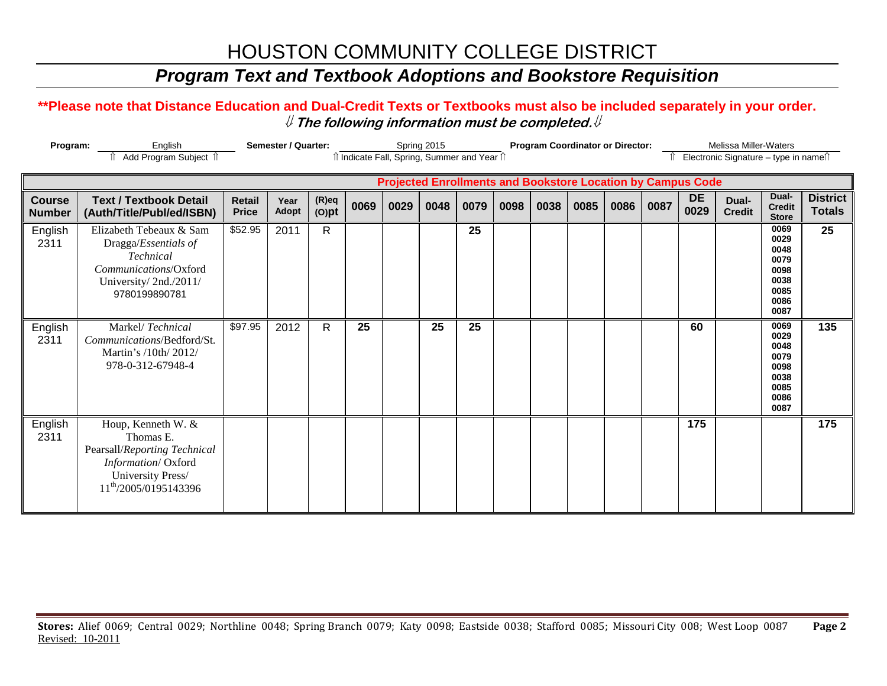# HOUSTON COMMUNITY COLLEGE DISTRICT

## *Program Text and Textbook Adoptions and Bookstore Requisition*

**\*\*Please note that Distance Education and Dual-Credit Texts or Textbooks must also be included separately in your order.**

⇓ ***The following information must be completed.*** ⇓

**Program:** English
⇑ Add Program Subject ⇑

**Semester / Quarter:** Spring 2015
⇑ Indicate Fall, Spring, Summer and Year ⇑

**Program Coordinator or Director:** Melissa Miller-Waters
⇑ Electronic Signature – type in name ⇑

| | | | | | Projected Enrollments and Bookstore Location by Campus Code | | | | | | | | | | | | |
|---|---|---|---|---|---|---|---|---|---|---|---|---|---|---|---|---|---|
| **Course Number** | **Text / Textbook Detail (Auth/Title/Publ/ed/ISBN)** | **Retail Price** | **Year Adopt** | **(R)eq (O)pt** | **0069** | **0029** | **0048** | **0079** | **0098** | **0038** | **0085** | **0086** | **0087** | **DE 0029** | **Dual-Credit** | **Dual-Credit Store** | **District Totals** |
| English 2311 | Elizabeth Tebeaux & Sam Dragga/*Essentials of Technical Communications*/Oxford University/ 2nd./2011/ 9780199890781 | $52.95 | 2011 | R | | | | 25 | | | | | | | | 0069 0029 0048 0079 0098 0038 0085 0086 0087 | 25 |
| English 2311 | Markel/ *Technical Communications*/Bedford/St. Martin's /10th/ 2012/ 978-0-312-67948-4 | $97.95 | 2012 | R | 25 | | 25 | 25 | | | | | | 60 | | 0069 0029 0048 0079 0098 0038 0085 0086 0087 | 135 |
| English 2311 | Houp, Kenneth W. & Thomas E. Pearsall/*Reporting Technical Information*/ Oxford University Press/ 11th/2005/0195143396 | | | | | | | | | | | | | 175 | | | 175 |

**Stores:** Alief 0069; Central 0029; Northline 0048; Spring Branch 0079; Katy 0098; Eastside 0038; Stafford 0085; Missouri City 008; West Loop 0087

Revised: 10-2011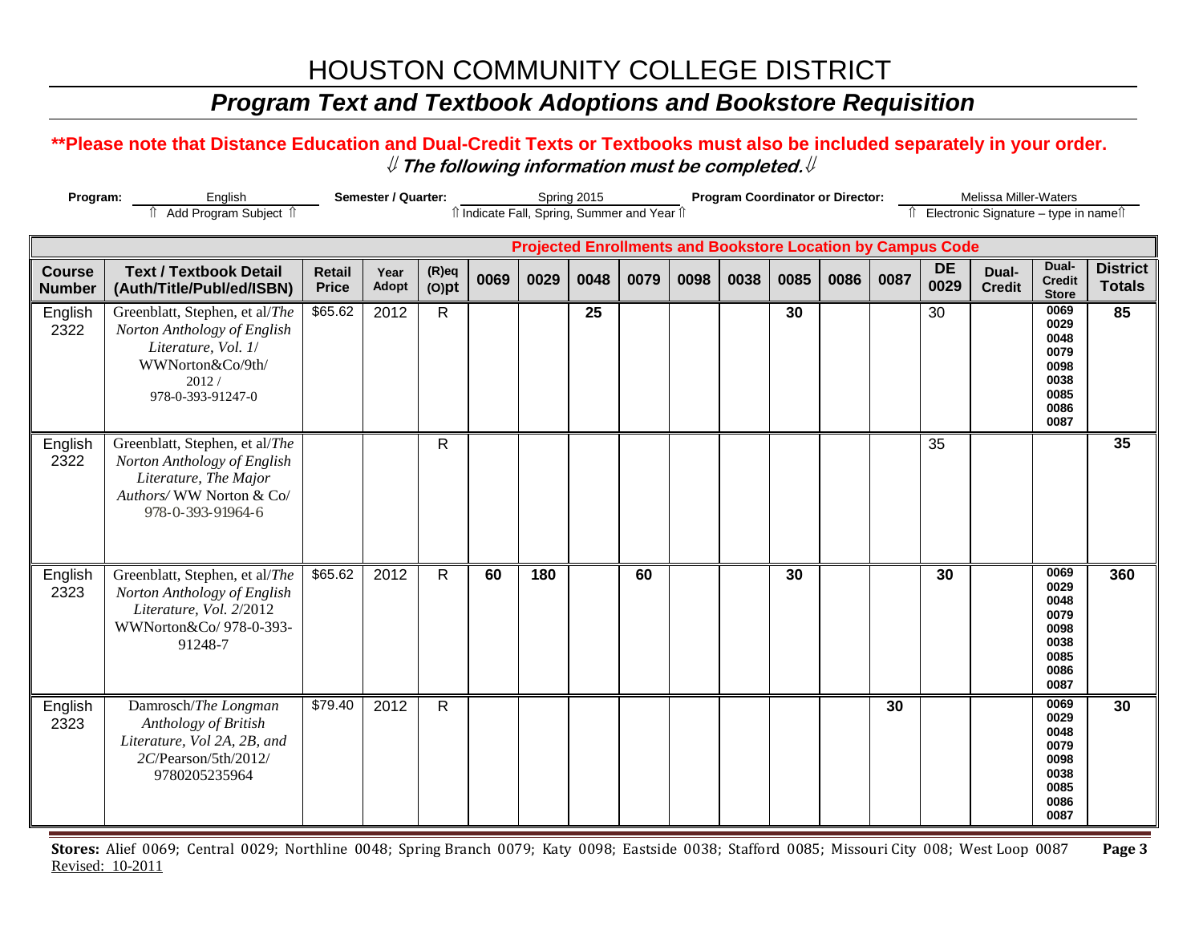# HOUSTON COMMUNITY COLLEGE DISTRICT

## *Program Text and Textbook Adoptions and Bookstore Requisition*

**\*\*Please note that Distance Education and Dual-Credit Texts or Textbooks must also be included separately in your order.**

⇓ ***The following information must be completed.*** ⇓

**Program:** English (⇑ Add Program Subject ⇑) **Semester / Quarter:** Spring 2015 (⇑ Indicate Fall, Spring, Summer and Year ⇑) **Program Coordinator or Director:** Melissa Miller-Waters (⇑ Electronic Signature – type in name ⇑)

| | | | | | Projected Enrollments and Bookstore Location by Campus Code | | | | | | | | | | | | |
|---|---|---|---|---|---|---|---|---|---|---|---|---|---|---|---|---|---|
| **Course Number** | **Text / Textbook Detail (Auth/Title/Publ/ed/ISBN)** | **Retail Price** | **Year Adopt** | **(R)eq (O)pt** | **0069** | **0029** | **0048** | **0079** | **0098** | **0038** | **0085** | **0086** | **0087** | **DE 0029** | **Dual-Credit** | **Dual-Credit Store** | **District Totals** |
| English 2322 | Greenblatt, Stephen, et al/*The Norton Anthology of English Literature, Vol. 1*/ WWNorton&Co/9th/ 2012 / 978-0-393-91247-0 | $65.62 | 2012 | R | | | **25** | | | | **30** | | | 30 | | 0069 0029 0048 0079 0098 0038 0085 0086 0087 | **85** |
| English 2322 | Greenblatt, Stephen, et al/*The Norton Anthology of English Literature, The Major Authors*/ WW Norton & Co/ 978-0-393-91964-6 | | | R | | | | | | | | | | 35 | | | **35** |
| English 2323 | Greenblatt, Stephen, et al/*The Norton Anthology of English Literature, Vol. 2*/2012 WWNorton&Co/ 978-0-393-91248-7 | $65.62 | 2012 | R | **60** | **180** | | **60** | | | **30** | | | **30** | | 0069 0029 0048 0079 0098 0038 0085 0086 0087 | **360** |
| English 2323 | Damrosch/*The Longman Anthology of British Literature, Vol 2A, 2B, and 2C*/Pearson/5th/2012/ 9780205235964 | $79.40 | 2012 | R | | | | | | | | | **30** | | | 0069 0029 0048 0079 0098 0038 0085 0086 0087 | **30** |

**Stores:** Alief 0069; Central 0029; Northline 0048; Spring Branch 0079; Katy 0098; Eastside 0038; Stafford 0085; Missouri City 008; West Loop 0087

Revised: 10-2011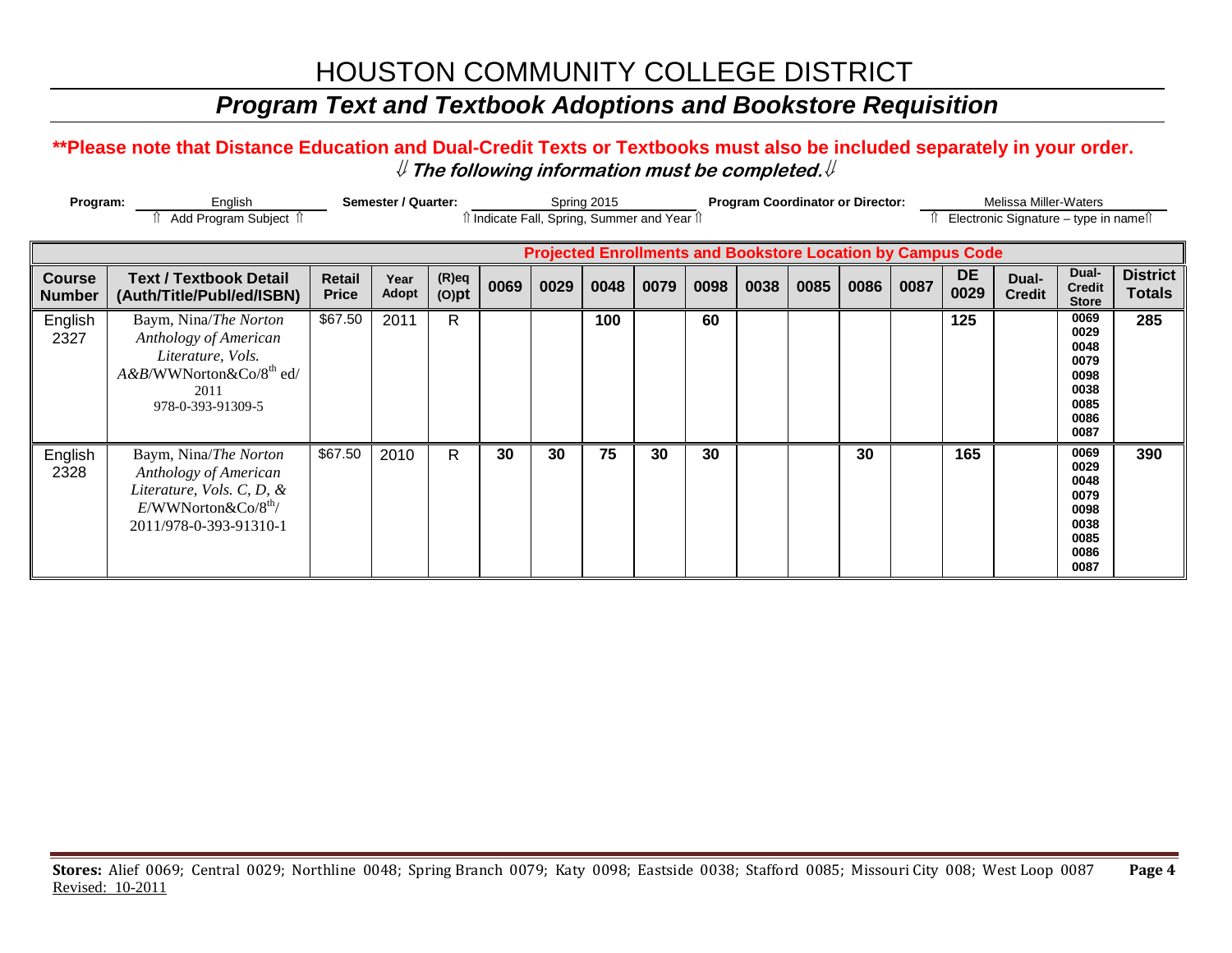# HOUSTON COMMUNITY COLLEGE DISTRICT

## *Program Text and Textbook Adoptions and Bookstore Requisition*

**\*\*Please note that Distance Education and Dual-Credit Texts or Textbooks must also be included separately in your order.**

⇓ ***The following information must be completed.*** ⇓

**Program:** English
⇑ Add Program Subject ⇑

**Semester / Quarter:** Spring 2015
⇑ Indicate Fall, Spring, Summer and Year ⇑

**Program Coordinator or Director:** Melissa Miller-Waters
⇑ Electronic Signature – type in name⇑

| | | | | | Projected Enrollments and Bookstore Location by Campus Code | | | | | | | | | | | | |
|---|---|---|---|---|---|---|---|---|---|---|---|---|---|---|---|---|---|
| **Course Number** | **Text / Textbook Detail (Auth/Title/Publ/ed/ISBN)** | **Retail Price** | **Year Adopt** | **(R)eq (O)pt** | **0069** | **0029** | **0048** | **0079** | **0098** | **0038** | **0085** | **0086** | **0087** | **DE 0029** | **Dual-Credit** | **Dual-Credit Store** | **District Totals** |
| English 2327 | Baym, Nina/*The Norton Anthology of American Literature, Vols. A&B*/WWNorton&Co/8th ed/ 2011 978-0-393-91309-5 | $67.50 | 2011 | R | | | 100 | | 60 | | | | | 125 | | 0069 0029 0048 0079 0098 0038 0085 0086 0087 | 285 |
| English 2328 | Baym, Nina/*The Norton Anthology of American Literature, Vols. C, D, & E*/WWNorton&Co/8th/ 2011/978-0-393-91310-1 | $67.50 | 2010 | R | 30 | 30 | 75 | 30 | 30 | | | 30 | | 165 | | 0069 0029 0048 0079 0098 0038 0085 0086 0087 | 390 |

**Stores:** Alief 0069; Central 0029; Northline 0048; Spring Branch 0079; Katy 0098; Eastside 0038; Stafford 0085; Missouri City 008; West Loop 0087

Revised: 10-2011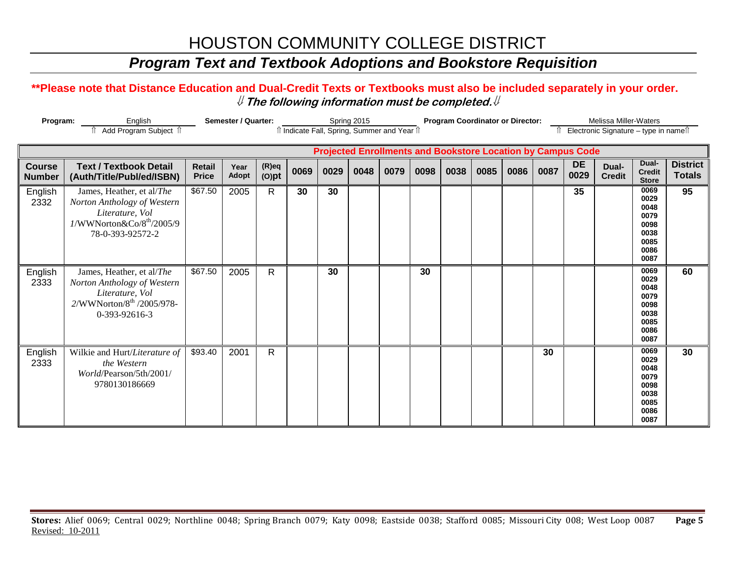# HOUSTON COMMUNITY COLLEGE DISTRICT

## *Program Text and Textbook Adoptions and Bookstore Requisition*

**Please note that Distance Education and Dual-Credit Texts or Textbooks must also be included separately in your order.**

⇓ ***The following information must be completed.*** ⇓

**Program:** English (⇑ Add Program Subject ⇑) **Semester / Quarter:** Spring 2015 (⇑ Indicate Fall, Spring, Summer and Year ⇑) **Program Coordinator or Director:** Melissa Miller-Waters (⇑ Electronic Signature – type in name ⇑)

| | | | | | Projected Enrollments and Bookstore Location by Campus Code | | | | | | | | | | | | |
|---|---|---|---|---|---|---|---|---|---|---|---|---|---|---|---|---|---|
| **Course Number** | **Text / Textbook Detail (Auth/Title/Publ/ed/ISBN)** | **Retail Price** | **Year Adopt** | **(R)eq (O)pt** | **0069** | **0029** | **0048** | **0079** | **0098** | **0038** | **0085** | **0086** | **0087** | **DE 0029** | **Dual-Credit** | **Dual-Credit Store** | **District Totals** |
| English 2332 | James, Heather, et al/*The Norton Anthology of Western Literature, Vol 1*/WWNorton&Co/8th/2005/978-0-393-92572-2 | $67.50 | 2005 | R | 30 | 30 | | | | | | | | 35 | | 0069 0029 0048 0079 0098 0038 0085 0086 0087 | 95 |
| English 2333 | James, Heather, et al/*The Norton Anthology of Western Literature, Vol 2*/WWNorton/8th /2005/978-0-393-92616-3 | $67.50 | 2005 | R | | 30 | | | 30 | | | | | | | 0069 0029 0048 0079 0098 0038 0085 0086 0087 | 60 |
| English 2333 | Wilkie and Hurt/*Literature of the Western World*/Pearson/5th/2001/ 9780130186669 | $93.40 | 2001 | R | | | | | | | | | 30 | | | 0069 0029 0048 0079 0098 0038 0085 0086 0087 | 30 |

**Stores:** Alief 0069; Central 0029; Northline 0048; Spring Branch 0079; Katy 0098; Eastside 0038; Stafford 0085; Missouri City 008; West Loop 0087

Revised: 10-2011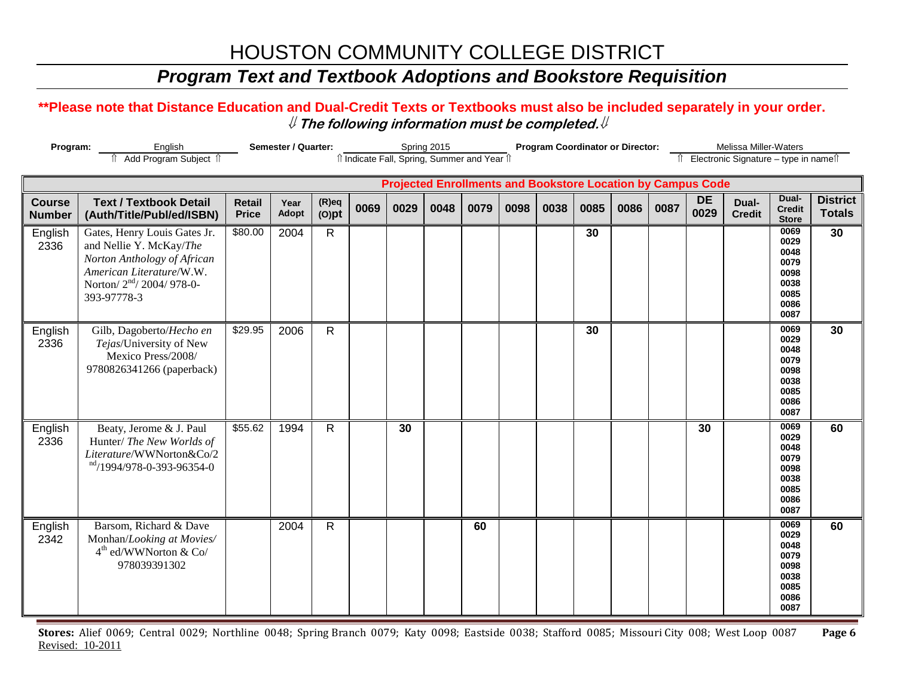# HOUSTON COMMUNITY COLLEGE DISTRICT

## *Program Text and Textbook Adoptions and Bookstore Requisition*

**\*\*Please note that Distance Education and Dual-Credit Texts or Textbooks must also be included separately in your order.**

⇓ ***The following information must be completed.*** ⇓

**Program:** English ⇑ Add Program Subject ⇑ **Semester / Quarter:** Spring 2015 ⇑ Indicate Fall, Spring, Summer and Year ⇑ **Program Coordinator or Director:** Melissa Miller-Waters ⇑ Electronic Signature – type in name ⇑

| | | | | | **Projected Enrollments and Bookstore Location by Campus Code** | | | | | | | | | | | | |
|---|---|---|---|---|---|---|---|---|---|---|---|---|---|---|---|---|---|
| **Course Number** | **Text / Textbook Detail (Auth/Title/Publ/ed/ISBN)** | **Retail Price** | **Year Adopt** | **(R)eq (O)pt** | **0069** | **0029** | **0048** | **0079** | **0098** | **0038** | **0085** | **0086** | **0087** | **DE 0029** | **Dual-Credit** | **Dual-Credit Store** | **District Totals** |
| English 2336 | Gates, Henry Louis Gates Jr. and Nellie Y. McKay/*The Norton Anthology of African American Literature*/W.W. Norton/ 2nd/ 2004/ 978-0-393-97778-3 | $80.00 | 2004 | R | | | | | | | **30** | | | | | 0069 0029 0048 0079 0098 0038 0085 0086 0087 | **30** |
| English 2336 | Gilb, Dagoberto/*Hecho en Tejas*/University of New Mexico Press/2008/ 9780826341266 (paperback) | $29.95 | 2006 | R | | | | | | | **30** | | | | | 0069 0029 0048 0079 0098 0038 0085 0086 0087 | **30** |
| English 2336 | Beaty, Jerome & J. Paul Hunter/ *The New Worlds of Literature*/WWNorton&Co/2nd/1994/978-0-393-96354-0 | $55.62 | 1994 | R | | **30** | | | | | | | | **30** | | 0069 0029 0048 0079 0098 0038 0085 0086 0087 | **60** |
| English 2342 | Barsom, Richard & Dave Monhan/*Looking at Movies*/ 4th ed/WWNorton & Co/ 978039391302 | | 2004 | R | | | | **60** | | | | | | | | 0069 0029 0048 0079 0098 0038 0085 0086 0087 | **60** |

**Stores:** Alief 0069; Central 0029; Northline 0048; Spring Branch 0079; Katy 0098; Eastside 0038; Stafford 0085; Missouri City 008; West Loop 0087

Revised: 10-2011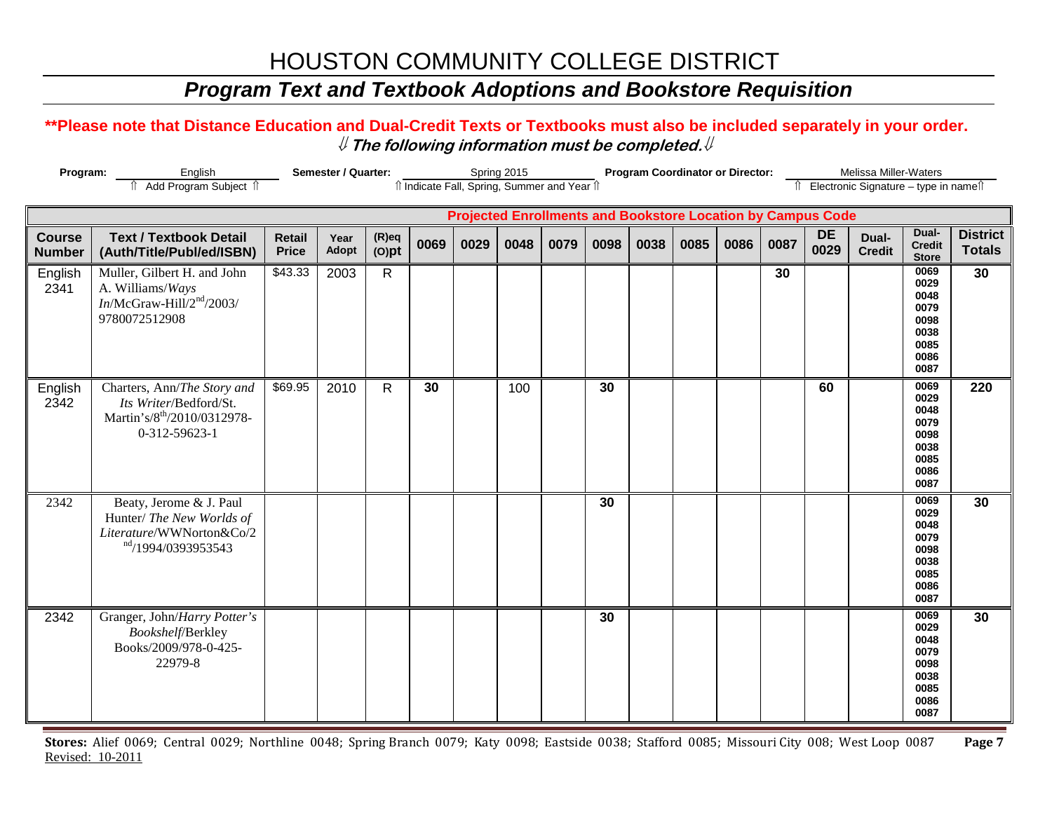# HOUSTON COMMUNITY COLLEGE DISTRICT

## *Program Text and Textbook Adoptions and Bookstore Requisition*

**\*\*Please note that Distance Education and Dual-Credit Texts or Textbooks must also be included separately in your order.**

⇓ ***The following information must be completed.*** ⇓

**Program:** English ⇑ Add Program Subject ⇑ **Semester / Quarter:** Spring 2015 ⇑ Indicate Fall, Spring, Summer and Year ⇑ **Program Coordinator or Director:** Melissa Miller-Waters ⇑ Electronic Signature – type in name ⇑

| | | | | | Projected Enrollments and Bookstore Location by Campus Code | | | | | | | | | | | | |
|---|---|---|---|---|---|---|---|---|---|---|---|---|---|---|---|---|---|
| **Course Number** | **Text / Textbook Detail (Auth/Title/Publ/ed/ISBN)** | **Retail Price** | **Year Adopt** | **(R)eq (O)pt** | **0069** | **0029** | **0048** | **0079** | **0098** | **0038** | **0085** | **0086** | **0087** | **DE 0029** | **Dual-Credit** | **Dual-Credit Store** | **District Totals** |
| English 2341 | Muller, Gilbert H. and John A. Williams/*Ways In*/McGraw-Hill/2nd/2003/ 9780072512908 | $43.33 | 2003 | R | | | | | | | | | 30 | | | 0069 0029 0048 0079 0098 0038 0085 0086 0087 | 30 |
| English 2342 | Charters, Ann/*The Story and Its Writer*/Bedford/St. Martin's/8th/2010/0312978-0-312-59623-1 | $69.95 | 2010 | R | 30 | | 100 | | 30 | | | | | 60 | | 0069 0029 0048 0079 0098 0038 0085 0086 0087 | 220 |
| 2342 | Beaty, Jerome & J. Paul Hunter/ *The New Worlds of Literature*/WWNorton&Co/2nd/1994/0393953543 | | | | | | | | 30 | | | | | | | 0069 0029 0048 0079 0098 0038 0085 0086 0087 | 30 |
| 2342 | Granger, John/*Harry Potter's Bookshelf*/Berkley Books/2009/978-0-425-22979-8 | | | | | | | | 30 | | | | | | | 0069 0029 0048 0079 0098 0038 0085 0086 0087 | 30 |

**Stores:** Alief 0069; Central 0029; Northline 0048; Spring Branch 0079; Katy 0098; Eastside 0038; Stafford 0085; Missouri City 008; West Loop 0087

Revised: 10-2011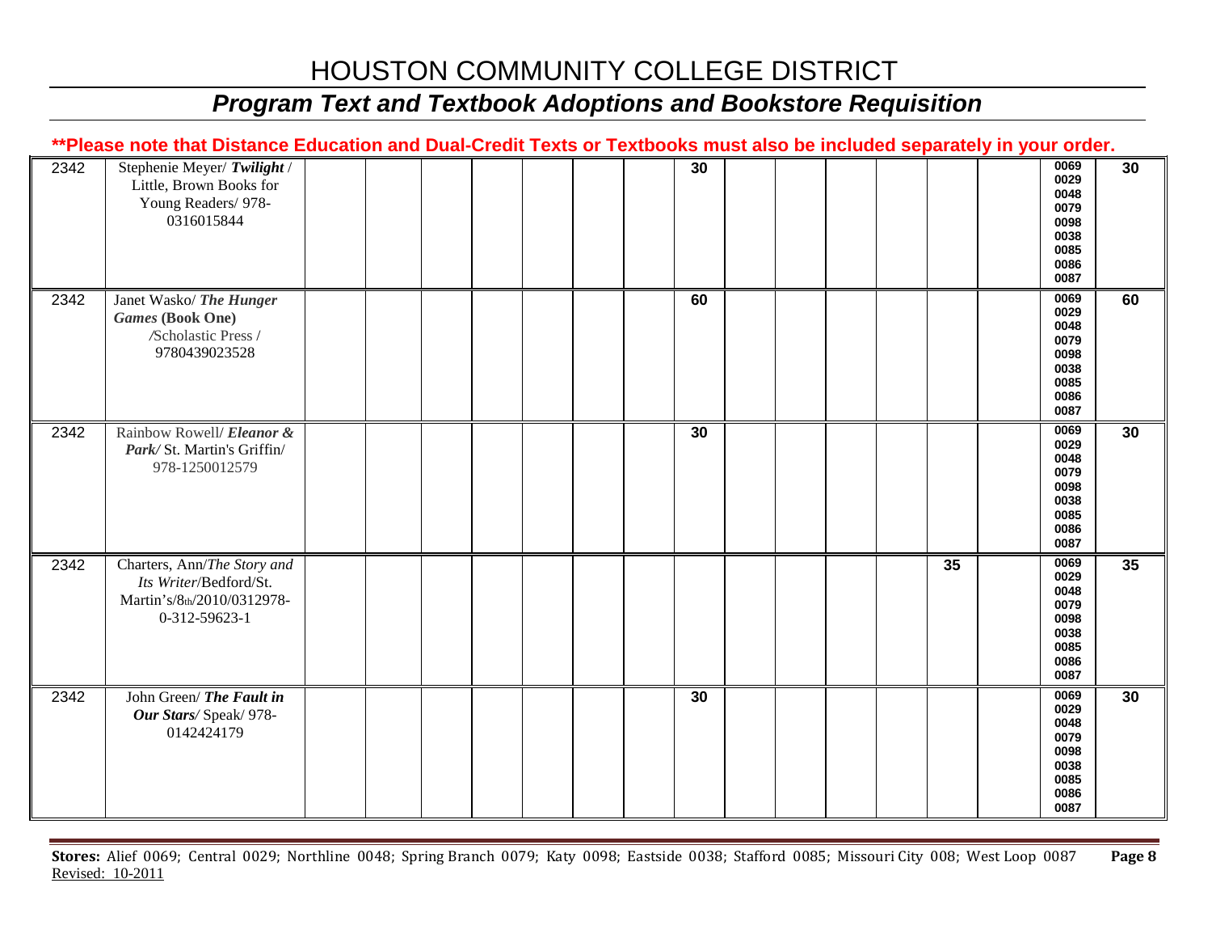# HOUSTON COMMUNITY COLLEGE DISTRICT

## *Program Text and Textbook Adoptions and Bookstore Requisition*

**\*\*Please note that Distance Education and Dual-Credit Texts or Textbooks must also be included separately in your order.**

| | | | | | | | | | | | | | | | | | |
|---|---|---|---|---|---|---|---|---|---|---|---|---|---|---|---|---|---|
| 2342 | Stephenie Meyer/ ***Twilight*** / Little, Brown Books for Young Readers/ 978-0316015844 | | | | | | | | **30** | | | | | | | 0069 0029 0048 0079 0098 0038 0085 0086 0087 | **30** |
| 2342 | Janet Wasko/ ***The Hunger Games*** **(Book One)** /Scholastic Press / 9780439023528 | | | | | | | | **60** | | | | | | | 0069 0029 0048 0079 0098 0038 0085 0086 0087 | **60** |
| 2342 | Rainbow Rowell/ ***Eleanor & Park***/ St. Martin's Griffin/ 978-1250012579 | | | | | | | | **30** | | | | | | | 0069 0029 0048 0079 0098 0038 0085 0086 0087 | **30** |
| 2342 | Charters, Ann/*The Story and Its Writer*/Bedford/St. Martin's/8th/2010/0312978-0-312-59623-1 | | | | | | | | | | | | | **35** | | 0069 0029 0048 0079 0098 0038 0085 0086 0087 | **35** |
| 2342 | John Green/ ***The Fault in Our Stars***/ Speak/ 978-0142424179 | | | | | | | | **30** | | | | | | | 0069 0029 0048 0079 0098 0038 0085 0086 0087 | **30** |

**Stores:** Alief 0069; Central 0029; Northline 0048; Spring Branch 0079; Katy 0098; Eastside 0038; Stafford 0085; Missouri City 008; West Loop 0087

Revised: 10-2011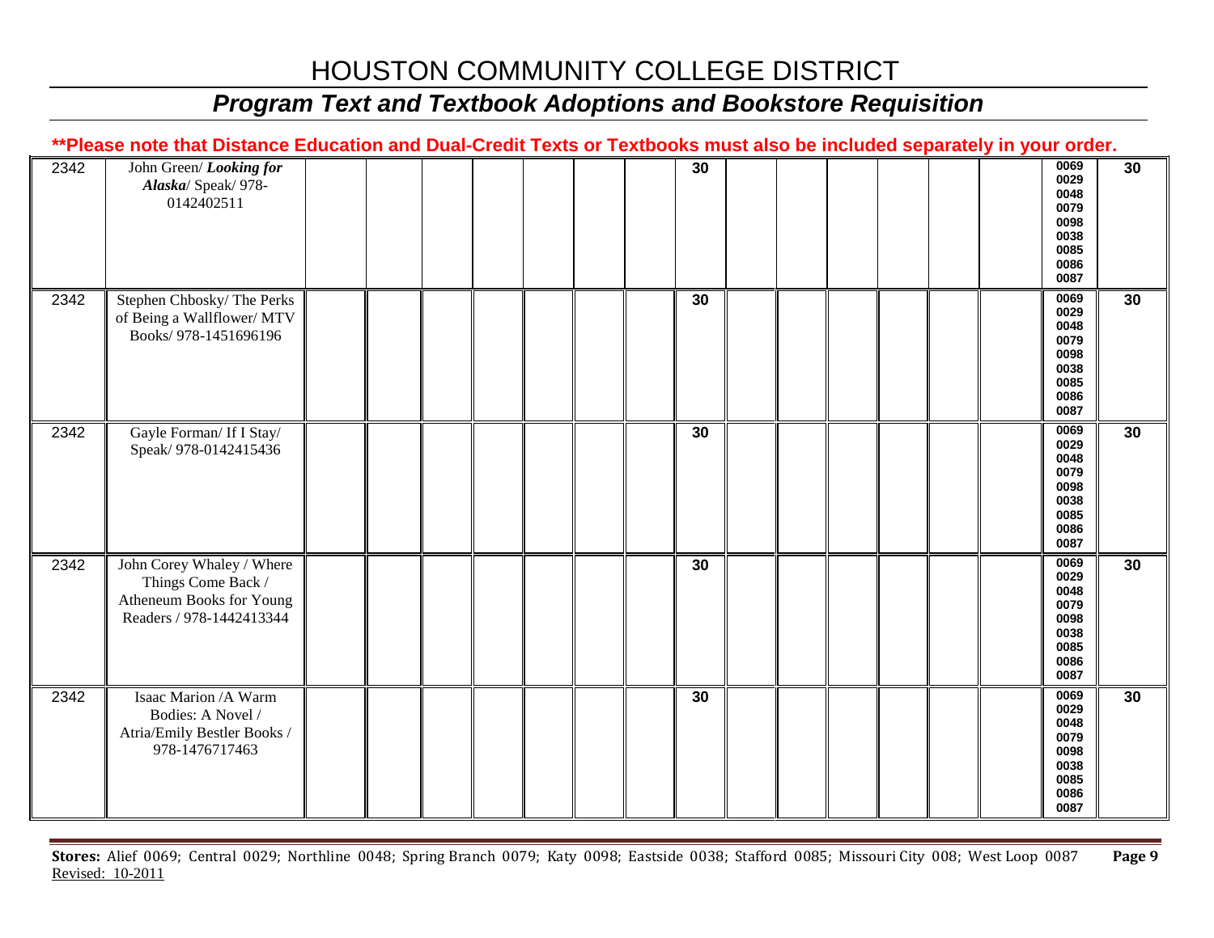# HOUSTON COMMUNITY COLLEGE DISTRICT

## *Program Text and Textbook Adoptions and Bookstore Requisition*

**\*\*Please note that Distance Education and Dual-Credit Texts or Textbooks must also be included separately in your order.**

| | | | | | | | | | | | | | | | | |
|---|---|---|---|---|---|---|---|---|---|---|---|---|---|---|---|---|
| 2342 | John Green/ ***Looking for Alaska***/ Speak/ 978-0142402511 | | | | | | | | 30 | | | | | | 0069 0029 0048 0079 0098 0038 0085 0086 0087 | 30 |
| 2342 | Stephen Chbosky/ The Perks of Being a Wallflower/ MTV Books/ 978-1451696196 | | | | | | | | 30 | | | | | | 0069 0029 0048 0079 0098 0038 0085 0086 0087 | 30 |
| 2342 | Gayle Forman/ If I Stay/ Speak/ 978-0142415436 | | | | | | | | 30 | | | | | | 0069 0029 0048 0079 0098 0038 0085 0086 0087 | 30 |
| 2342 | John Corey Whaley / Where Things Come Back / Atheneum Books for Young Readers / 978-1442413344 | | | | | | | | 30 | | | | | | 0069 0029 0048 0079 0098 0038 0085 0086 0087 | 30 |
| 2342 | Isaac Marion /A Warm Bodies: A Novel / Atria/Emily Bestler Books / 978-1476717463 | | | | | | | | 30 | | | | | | 0069 0029 0048 0079 0098 0038 0085 0086 0087 | 30 |

**Stores:** Alief 0069; Central 0029; Northline 0048; Spring Branch 0079; Katy 0098; Eastside 0038; Stafford 0085; Missouri City 008; West Loop 0087

Revised: 10-2011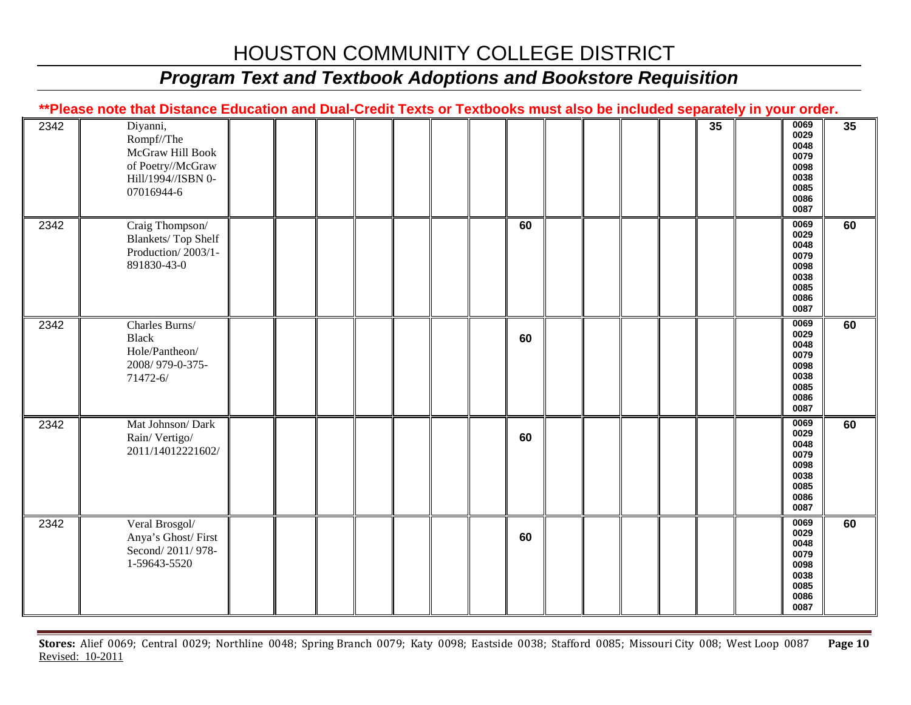# HOUSTON COMMUNITY COLLEGE DISTRICT

## *Program Text and Textbook Adoptions and Bookstore Requisition*

**\*\*Please note that Distance Education and Dual-Credit Texts or Textbooks must also be included separately in your order.**

| | | | | | | | | | | | | | | | | | |
|---|---|---|---|---|---|---|---|---|---|---|---|---|---|---|---|---|---|
| 2342 | Diyanni, Rompf//The McGraw Hill Book of Poetry//McGraw Hill/1994//ISBN 0-07016944-6 | | | | | | | | | | | | | 35 | | 0069 0029 0048 0079 0098 0038 0085 0086 0087 | 35 |
| 2342 | Craig Thompson/ Blankets/ Top Shelf Production/ 2003/1-891830-43-0 | | | | | | | | 60 | | | | | | | 0069 0029 0048 0079 0098 0038 0085 0086 0087 | 60 |
| 2342 | Charles Burns/ Black Hole/Pantheon/ 2008/ 979-0-375-71472-6/ | | | | | | | | 60 | | | | | | | 0069 0029 0048 0079 0098 0038 0085 0086 0087 | 60 |
| 2342 | Mat Johnson/ Dark Rain/ Vertigo/ 2011/14012221602/ | | | | | | | | 60 | | | | | | | 0069 0029 0048 0079 0098 0038 0085 0086 0087 | 60 |
| 2342 | Veral Brosgol/ Anya's Ghost/ First Second/ 2011/ 978-1-59643-5520 | | | | | | | | 60 | | | | | | | 0069 0029 0048 0079 0098 0038 0085 0086 0087 | 60 |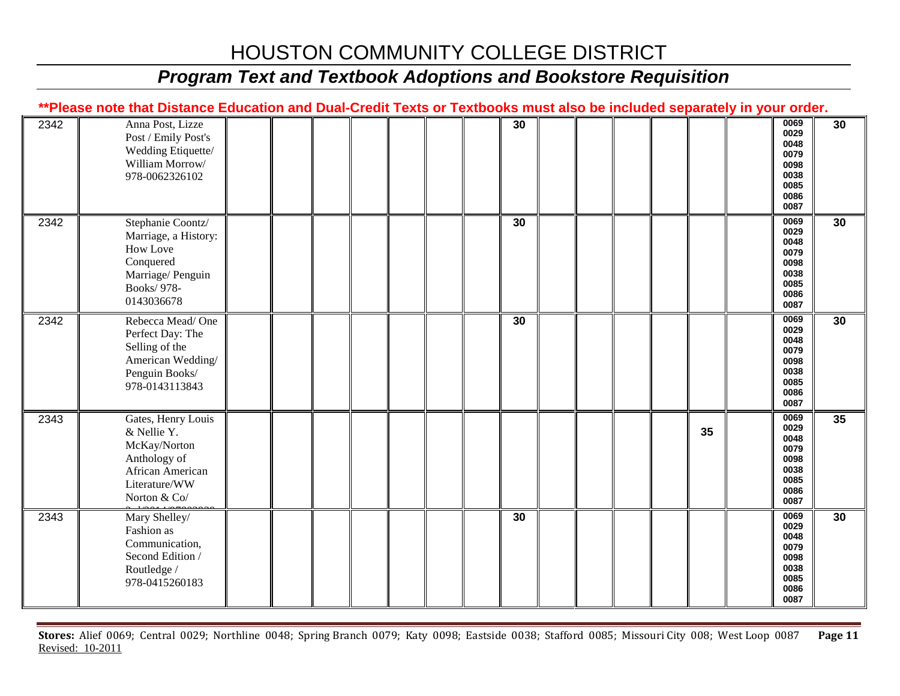# HOUSTON COMMUNITY COLLEGE DISTRICT

## *Program Text and Textbook Adoptions and Bookstore Requisition*

**\*\*Please note that Distance Education and Dual-Credit Texts or Textbooks must also be included separately in your order.**

| | | | | | | | | | | | | | | | | | |
|---|---|---|---|---|---|---|---|---|---|---|---|---|---|---|---|---|---|
| 2342 | Anna Post, Lizze Post / Emily Post's Wedding Etiquette/ William Morrow/ 978-0062326102 | | | | | | | | 30 | | | | | | | 0069 0029 0048 0079 0098 0038 0085 0086 0087 | 30 |
| 2342 | Stephanie Coontz/ Marriage, a History: How Love Conquered Marriage/ Penguin Books/ 978-0143036678 | | | | | | | | 30 | | | | | | | 0069 0029 0048 0079 0098 0038 0085 0086 0087 | 30 |
| 2342 | Rebecca Mead/ One Perfect Day: The Selling of the American Wedding/ Penguin Books/ 978-0143113843 | | | | | | | | 30 | | | | | | | 0069 0029 0048 0079 0098 0038 0085 0086 0087 | 30 |
| 2343 | Gates, Henry Louis & Nellie Y. McKay/Norton Anthology of African American Literature/WW Norton & Co/ | | | | | | | | | | | | | 35 | | 0069 0029 0048 0079 0098 0038 0085 0086 0087 | 35 |
| 2343 | Mary Shelley/ Fashion as Communication, Second Edition / Routledge / 978-0415260183 | | | | | | | | 30 | | | | | | | 0069 0029 0048 0079 0098 0038 0085 0086 0087 | 30 |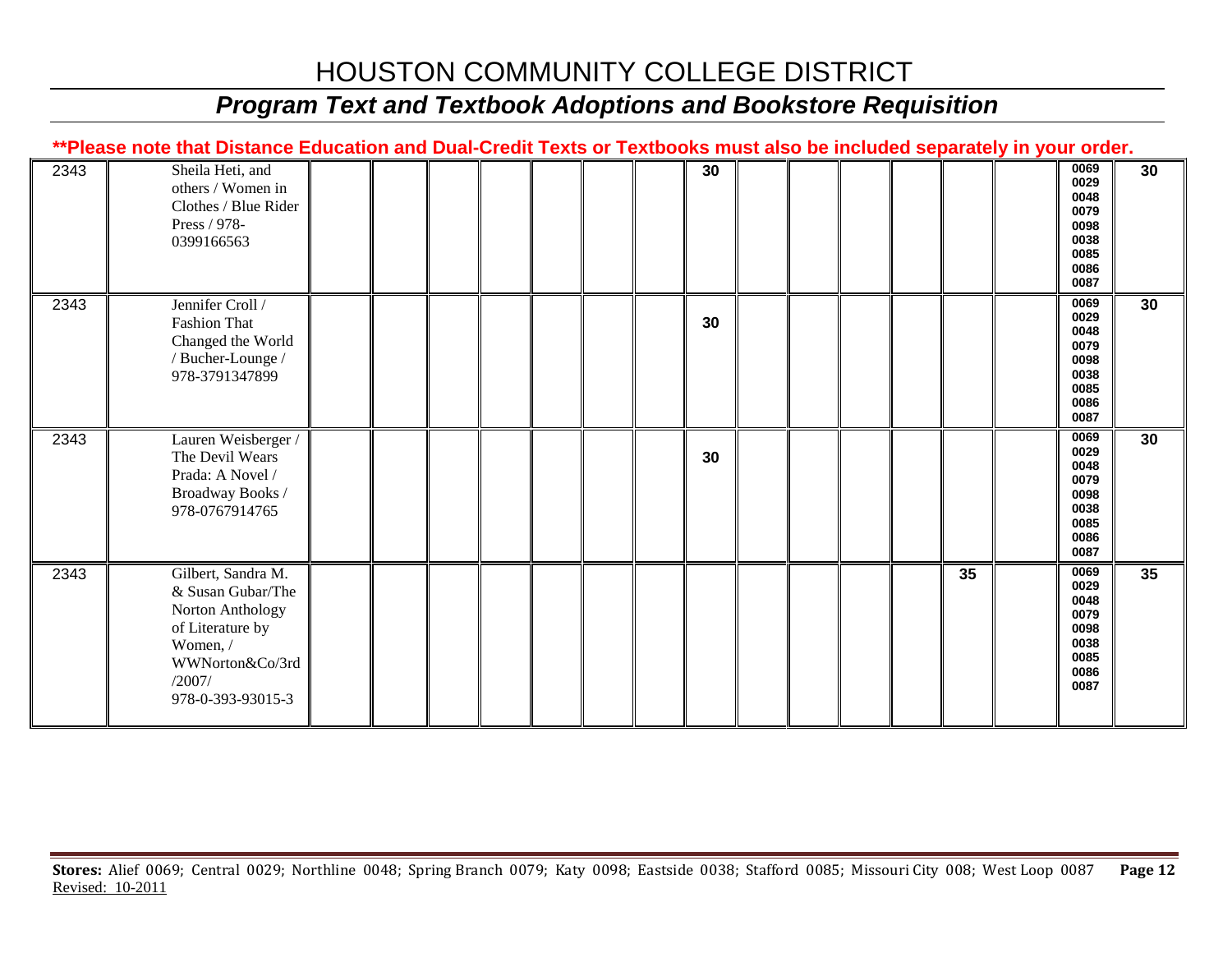| | | | | | | | | | | | | | | | | | |
|---|---|---|---|---|---|---|---|---|---|---|---|---|---|---|---|---|---|
| 2343 | Sheila Heti, and others / Women in Clothes / Blue Rider Press / 978-0399166563 | | | | | | | | 30 | | | | | | | 0069<br>0029<br>0048<br>0079<br>0098<br>0038<br>0085<br>0086<br>0087 | 30 |
| 2343 | Jennifer Croll / Fashion That Changed the World / Bucher-Lounge / 978-3791347899 | | | | | | | | 30 | | | | | | | 0069<br>0029<br>0048<br>0079<br>0098<br>0038<br>0085<br>0086<br>0087 | 30 |
| 2343 | Lauren Weisberger / The Devil Wears Prada: A Novel / Broadway Books / 978-0767914765 | | | | | | | | 30 | | | | | | | 0069<br>0029<br>0048<br>0079<br>0098<br>0038<br>0085<br>0086<br>0087 | 30 |
| 2343 | Gilbert, Sandra M. & Susan Gubar/The Norton Anthology of Literature by Women, / WWNorton&Co/3rd /2007/ 978-0-393-93015-3 | | | | | | | | | | | | | 35 | | 0069<br>0029<br>0048<br>0079<br>0098<br>0038<br>0085<br>0086<br>0087 | 35 |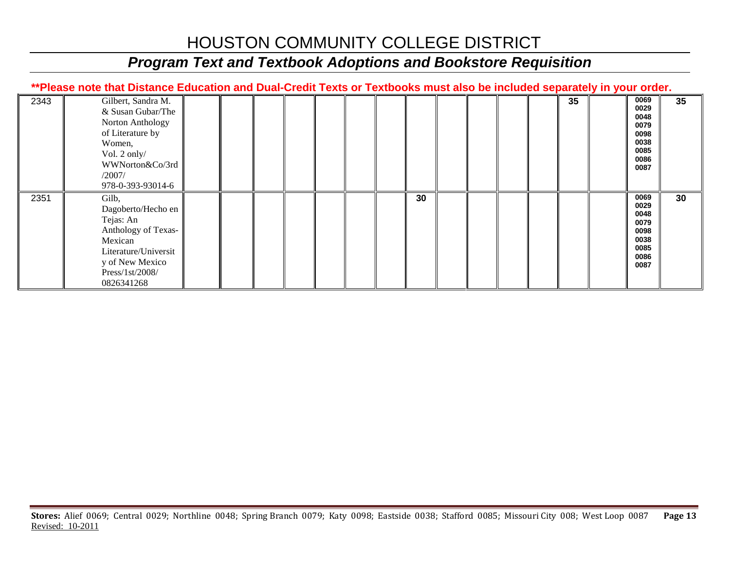# HOUSTON COMMUNITY COLLEGE DISTRICT

## *Program Text and Textbook Adoptions and Bookstore Requisition*

**\*\*Please note that Distance Education and Dual-Credit Texts or Textbooks must also be included separately in your order.**

| | | | | | | | | | | | | | | | | | |
|---|---|---|---|---|---|---|---|---|---|---|---|---|---|---|---|---|---|
| 2343 | Gilbert, Sandra M. & Susan Gubar/The Norton Anthology of Literature by Women, Vol. 2 only/ WWNorton&Co/3rd /2007/ 978-0-393-93014-6 | | | | | | | | | | | | | 35 | | 0069 0029 0048 0079 0098 0038 0085 0086 0087 | 35 |
| 2351 | Gilb, Dagoberto/Hecho en Tejas: An Anthology of Texas-Mexican Literature/Universit y of New Mexico Press/1st/2008/ 0826341268 | | | | | | | | 30 | | | | | | | 0069 0029 0048 0079 0098 0038 0085 0086 0087 | 30 |